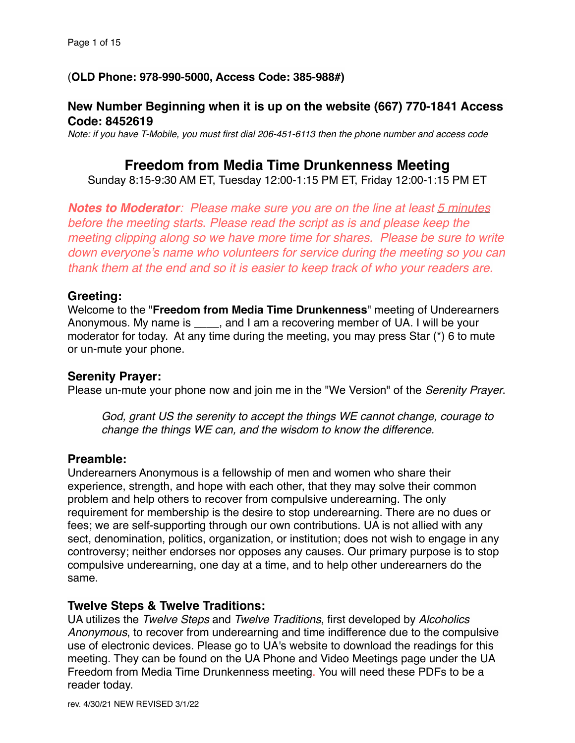(**OLD Phone: 978-990-5000, Access Code: 385-988#)**

**New Number Beginning when it is up on the website (667) 770-1841 Access Code: 8452619**

*Note: if you have T-Mobile, you must first dial 206-451-6113 then the phone number and access code*

# Freedom from Media Time Drunkenness Meeting

Sunday 8:15-9:30 AM ET, Tuesday 12:00-1:15 PM ET, Friday 12:00-1:15 PM ET

***Notes to Moderator**: Please make sure you are on the line at least 5 minutes before the meeting starts. Please read the script as is and please keep the meeting clipping along so we have more time for shares. Please be sure to write down everyone's name who volunteers for service during the meeting so you can thank them at the end and so it is easier to keep track of who your readers are.*

### Greeting:

Welcome to the "**Freedom from Media Time Drunkenness**" meeting of Underearners Anonymous. My name is ____, and I am a recovering member of UA. I will be your moderator for today. At any time during the meeting, you may press Star (*) 6 to mute or un-mute your phone.

### Serenity Prayer:

Please un-mute your phone now and join me in the "We Version" of the *Serenity Prayer*.

> *God, grant US the serenity to accept the things WE cannot change, courage to change the things WE can, and the wisdom to know the difference.*

### Preamble:

Underearners Anonymous is a fellowship of men and women who share their experience, strength, and hope with each other, that they may solve their common problem and help others to recover from compulsive underearning. The only requirement for membership is the desire to stop underearning. There are no dues or fees; we are self-supporting through our own contributions. UA is not allied with any sect, denomination, politics, organization, or institution; does not wish to engage in any controversy; neither endorses nor opposes any causes. Our primary purpose is to stop compulsive underearning, one day at a time, and to help other underearners do the same.

### Twelve Steps & Twelve Traditions:

UA utilizes the *Twelve Steps* and *Twelve Traditions*, first developed by *Alcoholics Anonymous*, to recover from underearning and time indifference due to the compulsive use of electronic devices. Please go to UA's website to download the readings for this meeting. They can be found on the UA Phone and Video Meetings page under the UA Freedom from Media Time Drunkenness meeting. You will need these PDFs to be a reader today.

rev. 4/30/21 NEW REVISED 3/1/22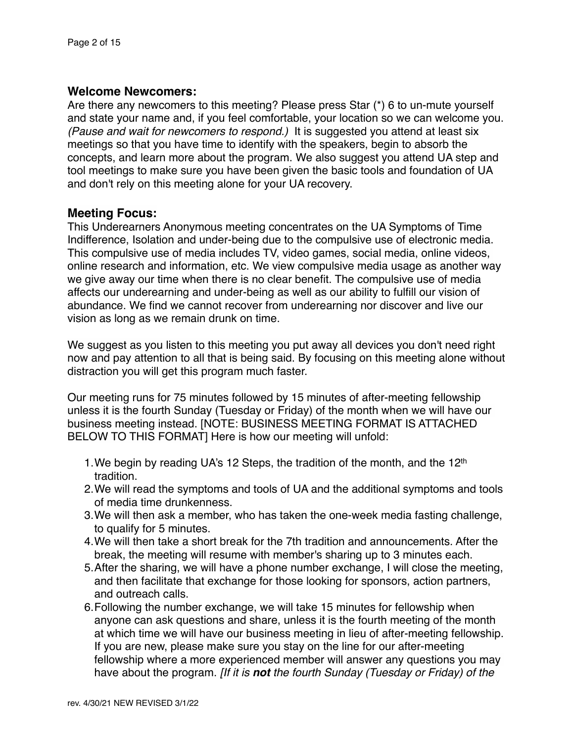## Welcome Newcomers:

Are there any newcomers to this meeting? Please press Star (*) 6 to un-mute yourself and state your name and, if you feel comfortable, your location so we can welcome you. *(Pause and wait for newcomers to respond.)* It is suggested you attend at least six meetings so that you have time to identify with the speakers, begin to absorb the concepts, and learn more about the program. We also suggest you attend UA step and tool meetings to make sure you have been given the basic tools and foundation of UA and don't rely on this meeting alone for your UA recovery.

## Meeting Focus:

This Underearners Anonymous meeting concentrates on the UA Symptoms of Time Indifference, Isolation and under-being due to the compulsive use of electronic media. This compulsive use of media includes TV, video games, social media, online videos, online research and information, etc. We view compulsive media usage as another way we give away our time when there is no clear benefit. The compulsive use of media affects our underearning and under-being as well as our ability to fulfill our vision of abundance. We find we cannot recover from underearning nor discover and live our vision as long as we remain drunk on time.

We suggest as you listen to this meeting you put away all devices you don't need right now and pay attention to all that is being said. By focusing on this meeting alone without distraction you will get this program much faster.

Our meeting runs for 75 minutes followed by 15 minutes of after-meeting fellowship unless it is the fourth Sunday (Tuesday or Friday) of the month when we will have our business meeting instead. [NOTE: BUSINESS MEETING FORMAT IS ATTACHED BELOW TO THIS FORMAT] Here is how our meeting will unfold:

1. We begin by reading UA's 12 Steps, the tradition of the month, and the 12th tradition.
2. We will read the symptoms and tools of UA and the additional symptoms and tools of media time drunkenness.
3. We will then ask a member, who has taken the one-week media fasting challenge, to qualify for 5 minutes.
4. We will then take a short break for the 7th tradition and announcements. After the break, the meeting will resume with member's sharing up to 3 minutes each.
5. After the sharing, we will have a phone number exchange, I will close the meeting, and then facilitate that exchange for those looking for sponsors, action partners, and outreach calls.
6. Following the number exchange, we will take 15 minutes for fellowship when anyone can ask questions and share, unless it is the fourth meeting of the month at which time we will have our business meeting in lieu of after-meeting fellowship. If you are new, please make sure you stay on the line for our after-meeting fellowship where a more experienced member will answer any questions you may have about the program. *[If it is **not** the fourth Sunday (Tuesday or Friday) of the*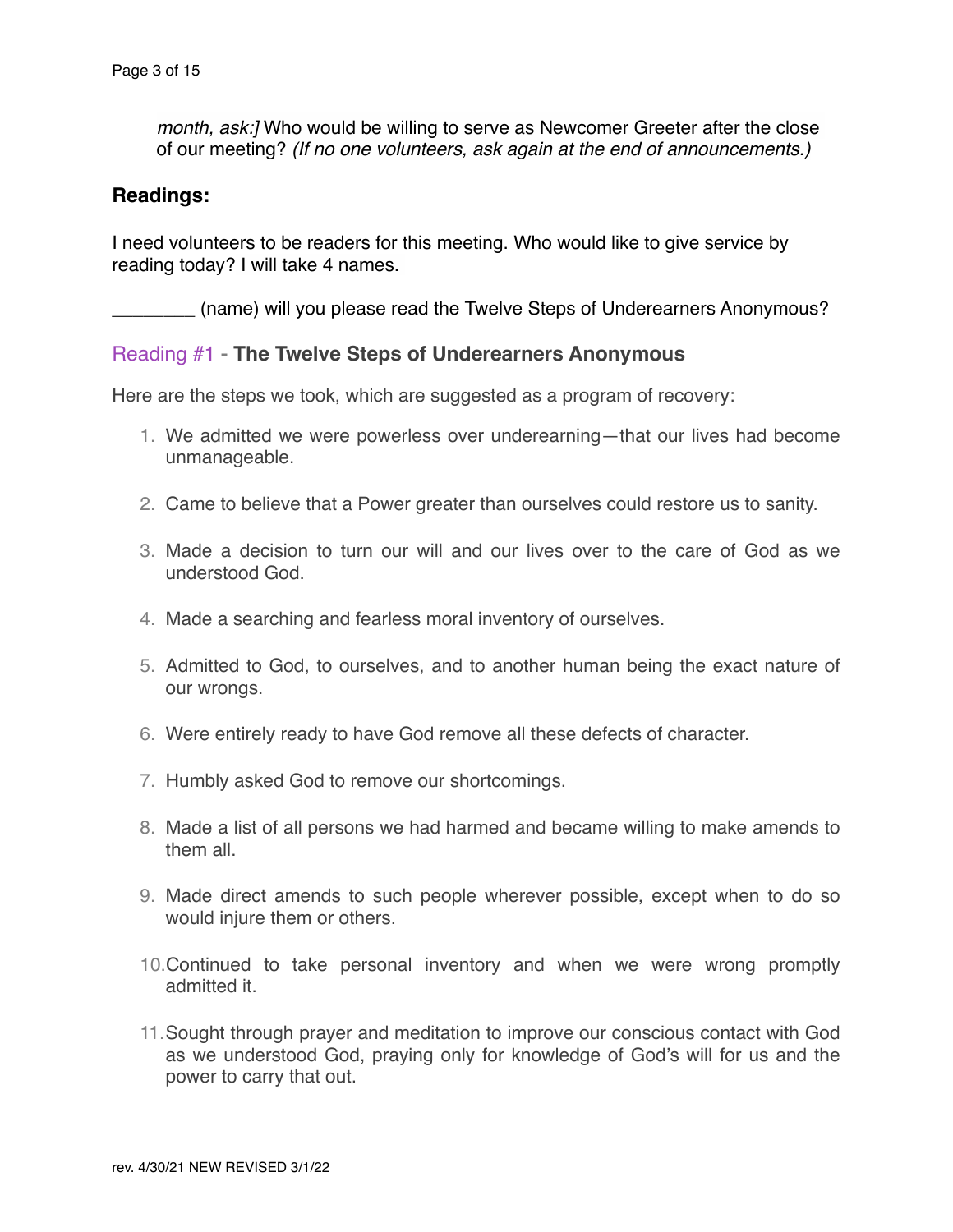*month, ask:]* Who would be willing to serve as Newcomer Greeter after the close of our meeting? *(If no one volunteers, ask again at the end of announcements.)*

## Readings:

I need volunteers to be readers for this meeting. Who would like to give service by reading today? I will take 4 names.

________ (name) will you please read the Twelve Steps of Underearners Anonymous?

### Reading #1 - **The Twelve Steps of Underearners Anonymous**

Here are the steps we took, which are suggested as a program of recovery:

1. We admitted we were powerless over underearning—that our lives had become unmanageable.

2. Came to believe that a Power greater than ourselves could restore us to sanity.

3. Made a decision to turn our will and our lives over to the care of God as we understood God.

4. Made a searching and fearless moral inventory of ourselves.

5. Admitted to God, to ourselves, and to another human being the exact nature of our wrongs.

6. Were entirely ready to have God remove all these defects of character.

7. Humbly asked God to remove our shortcomings.

8. Made a list of all persons we had harmed and became willing to make amends to them all.

9. Made direct amends to such people wherever possible, except when to do so would injure them or others.

10. Continued to take personal inventory and when we were wrong promptly admitted it.

11. Sought through prayer and meditation to improve our conscious contact with God as we understood God, praying only for knowledge of God's will for us and the power to carry that out.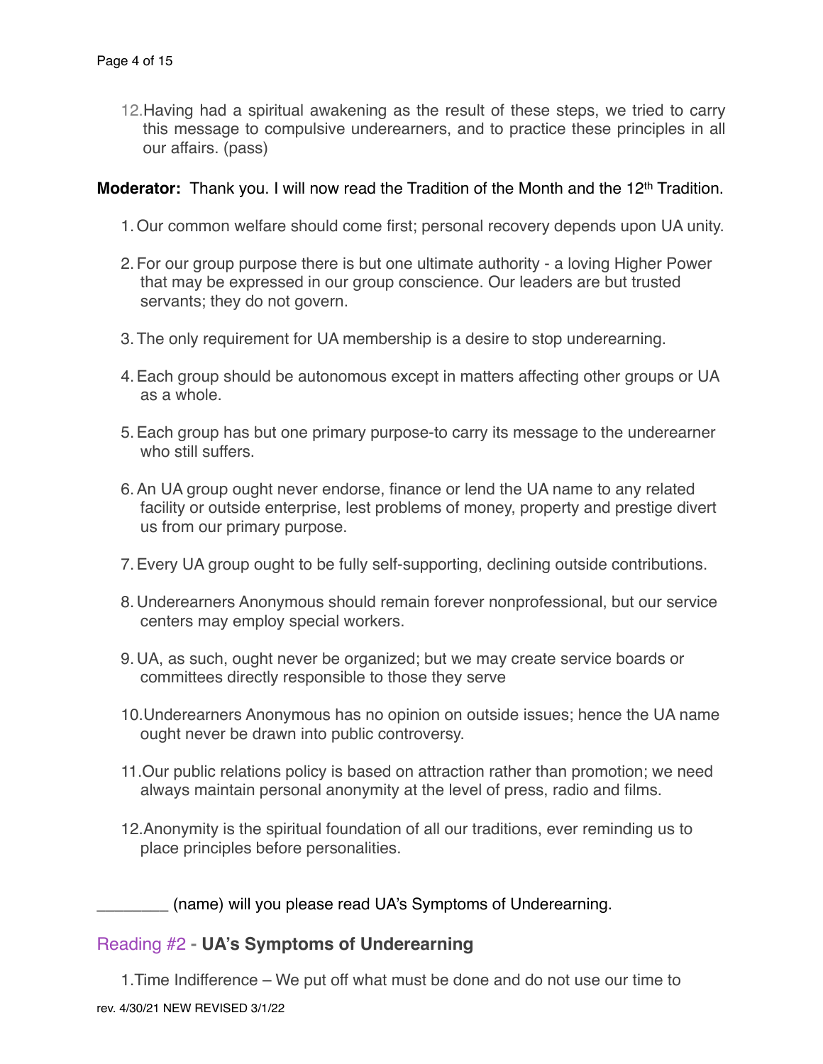12. Having had a spiritual awakening as the result of these steps, we tried to carry this message to compulsive underearners, and to practice these principles in all our affairs. (pass)

**Moderator:** Thank you. I will now read the Tradition of the Month and the 12th Tradition.

1. Our common welfare should come first; personal recovery depends upon UA unity.

2. For our group purpose there is but one ultimate authority - a loving Higher Power that may be expressed in our group conscience. Our leaders are but trusted servants; they do not govern.

3. The only requirement for UA membership is a desire to stop underearning.

4. Each group should be autonomous except in matters affecting other groups or UA as a whole.

5. Each group has but one primary purpose-to carry its message to the underearner who still suffers.

6. An UA group ought never endorse, finance or lend the UA name to any related facility or outside enterprise, lest problems of money, property and prestige divert us from our primary purpose.

7. Every UA group ought to be fully self-supporting, declining outside contributions.

8. Underearners Anonymous should remain forever nonprofessional, but our service centers may employ special workers.

9. UA, as such, ought never be organized; but we may create service boards or committees directly responsible to those they serve

10. Underearners Anonymous has no opinion on outside issues; hence the UA name ought never be drawn into public controversy.

11. Our public relations policy is based on attraction rather than promotion; we need always maintain personal anonymity at the level of press, radio and films.

12. Anonymity is the spiritual foundation of all our traditions, ever reminding us to place principles before personalities.

________ (name) will you please read UA's Symptoms of Underearning.

## Reading #2 - **UA's Symptoms of Underearning**

1. Time Indifference – We put off what must be done and do not use our time to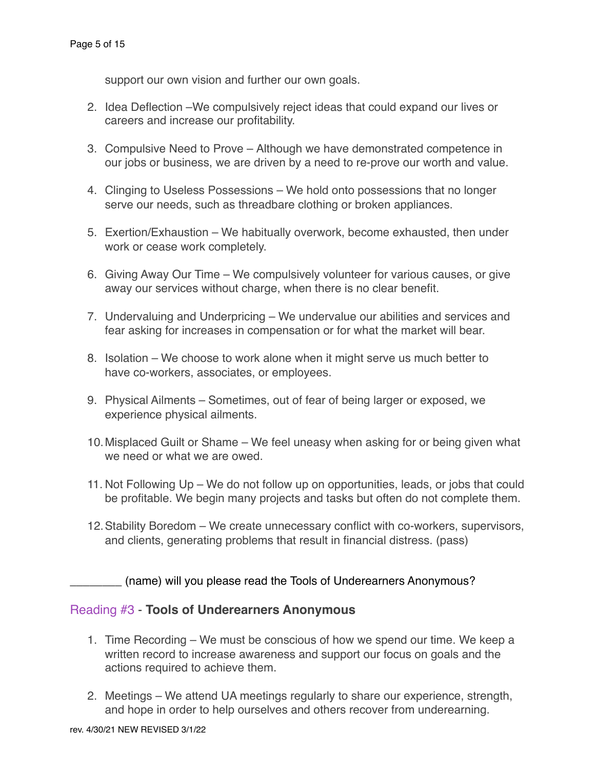support our own vision and further our own goals.

2. Idea Deflection –We compulsively reject ideas that could expand our lives or careers and increase our profitability.

3. Compulsive Need to Prove – Although we have demonstrated competence in our jobs or business, we are driven by a need to re-prove our worth and value.

4. Clinging to Useless Possessions – We hold onto possessions that no longer serve our needs, such as threadbare clothing or broken appliances.

5. Exertion/Exhaustion – We habitually overwork, become exhausted, then under work or cease work completely.

6. Giving Away Our Time – We compulsively volunteer for various causes, or give away our services without charge, when there is no clear benefit.

7. Undervaluing and Underpricing – We undervalue our abilities and services and fear asking for increases in compensation or for what the market will bear.

8. Isolation – We choose to work alone when it might serve us much better to have co-workers, associates, or employees.

9. Physical Ailments – Sometimes, out of fear of being larger or exposed, we experience physical ailments.

10. Misplaced Guilt or Shame – We feel uneasy when asking for or being given what we need or what we are owed.

11. Not Following Up – We do not follow up on opportunities, leads, or jobs that could be profitable. We begin many projects and tasks but often do not complete them.

12. Stability Boredom – We create unnecessary conflict with co-workers, supervisors, and clients, generating problems that result in financial distress. (pass)

________ (name) will you please read the Tools of Underearners Anonymous?

## Reading #3 - **Tools of Underearners Anonymous**

1. Time Recording – We must be conscious of how we spend our time. We keep a written record to increase awareness and support our focus on goals and the actions required to achieve them.

2. Meetings – We attend UA meetings regularly to share our experience, strength, and hope in order to help ourselves and others recover from underearning.

rev. 4/30/21 NEW REVISED 3/1/22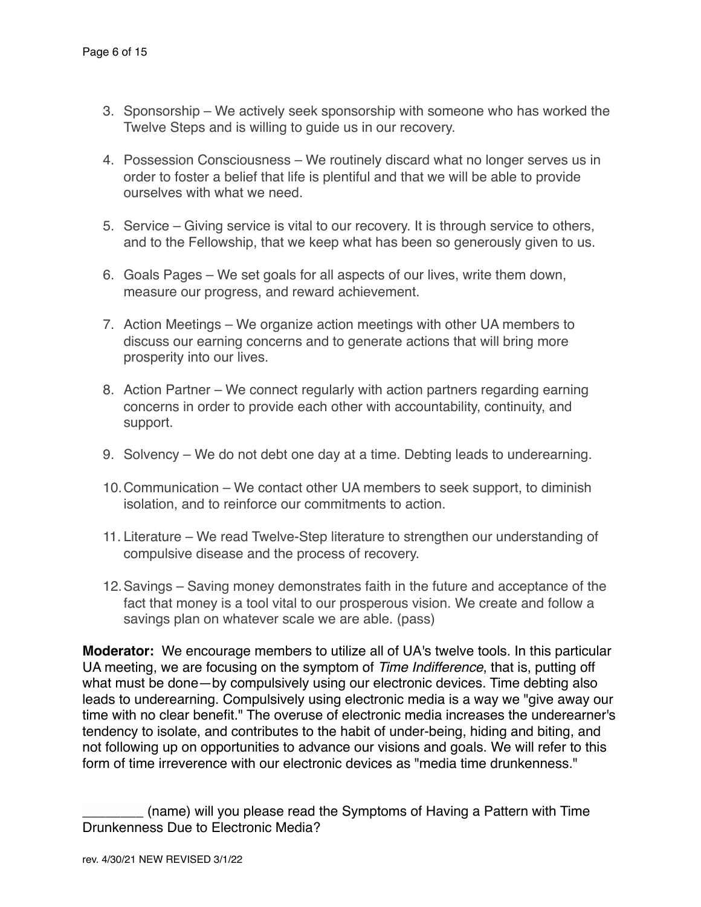3. Sponsorship – We actively seek sponsorship with someone who has worked the Twelve Steps and is willing to guide us in our recovery.

4. Possession Consciousness – We routinely discard what no longer serves us in order to foster a belief that life is plentiful and that we will be able to provide ourselves with what we need.

5. Service – Giving service is vital to our recovery. It is through service to others, and to the Fellowship, that we keep what has been so generously given to us.

6. Goals Pages – We set goals for all aspects of our lives, write them down, measure our progress, and reward achievement.

7. Action Meetings – We organize action meetings with other UA members to discuss our earning concerns and to generate actions that will bring more prosperity into our lives.

8. Action Partner – We connect regularly with action partners regarding earning concerns in order to provide each other with accountability, continuity, and support.

9. Solvency – We do not debt one day at a time. Debting leads to underearning.

10. Communication – We contact other UA members to seek support, to diminish isolation, and to reinforce our commitments to action.

11. Literature – We read Twelve-Step literature to strengthen our understanding of compulsive disease and the process of recovery.

12. Savings – Saving money demonstrates faith in the future and acceptance of the fact that money is a tool vital to our prosperous vision. We create and follow a savings plan on whatever scale we are able. (pass)

**Moderator:** We encourage members to utilize all of UA's twelve tools. In this particular UA meeting, we are focusing on the symptom of *Time Indifference*, that is, putting off what must be done—by compulsively using our electronic devices. Time debting also leads to underearning. Compulsively using electronic media is a way we "give away our time with no clear benefit." The overuse of electronic media increases the underearner's tendency to isolate, and contributes to the habit of under-being, hiding and biting, and not following up on opportunities to advance our visions and goals. We will refer to this form of time irreverence with our electronic devices as "media time drunkenness."

________ (name) will you please read the Symptoms of Having a Pattern with Time Drunkenness Due to Electronic Media?

rev. 4/30/21 NEW REVISED 3/1/22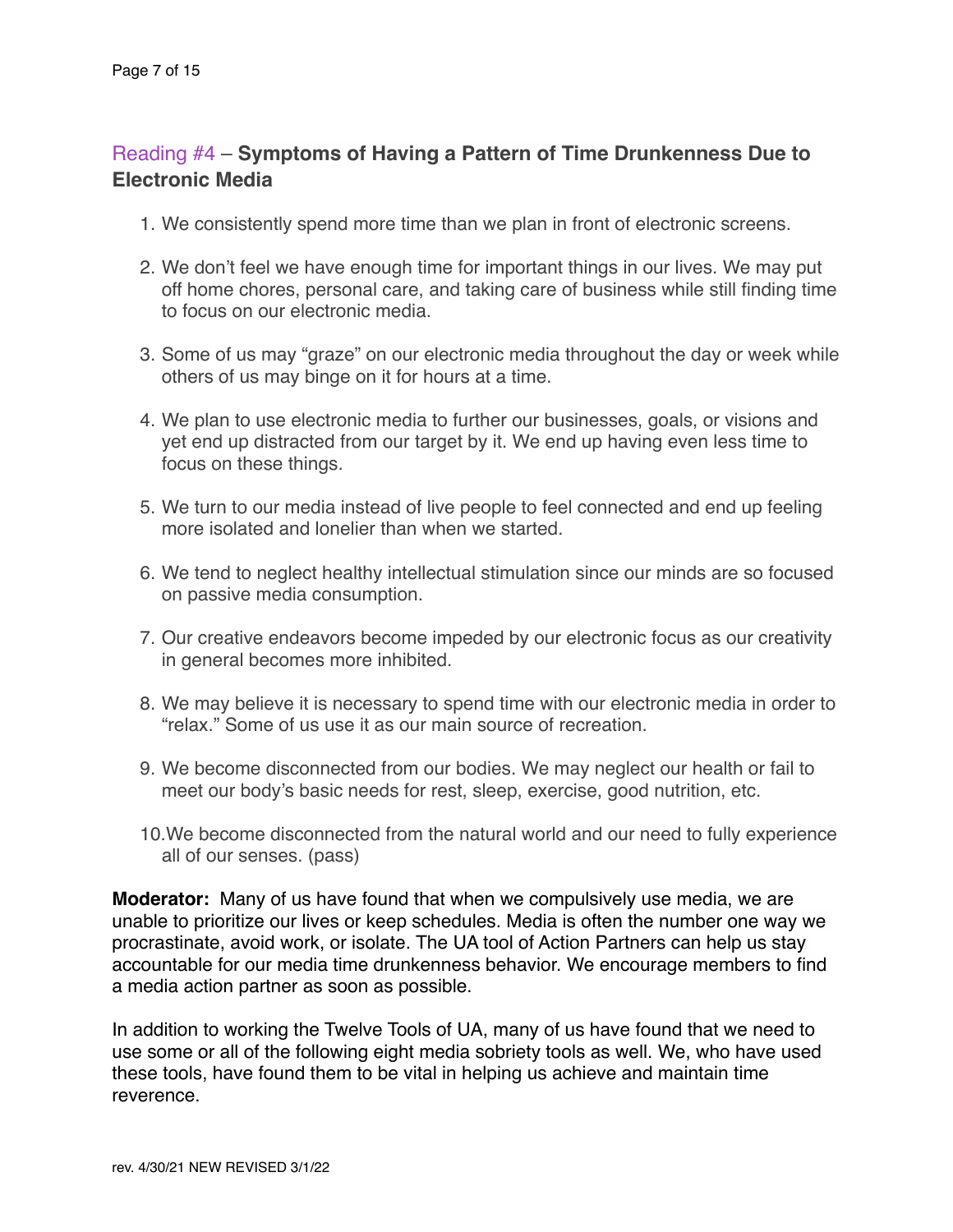## Reading #4 – **Symptoms of Having a Pattern of Time Drunkenness Due to Electronic Media**

1. We consistently spend more time than we plan in front of electronic screens.
2. We don't feel we have enough time for important things in our lives. We may put off home chores, personal care, and taking care of business while still finding time to focus on our electronic media.
3. Some of us may "graze" on our electronic media throughout the day or week while others of us may binge on it for hours at a time.
4. We plan to use electronic media to further our businesses, goals, or visions and yet end up distracted from our target by it. We end up having even less time to focus on these things.
5. We turn to our media instead of live people to feel connected and end up feeling more isolated and lonelier than when we started.
6. We tend to neglect healthy intellectual stimulation since our minds are so focused on passive media consumption.
7. Our creative endeavors become impeded by our electronic focus as our creativity in general becomes more inhibited.
8. We may believe it is necessary to spend time with our electronic media in order to "relax." Some of us use it as our main source of recreation.
9. We become disconnected from our bodies. We may neglect our health or fail to meet our body's basic needs for rest, sleep, exercise, good nutrition, etc.
10. We become disconnected from the natural world and our need to fully experience all of our senses. (pass)

**Moderator:** Many of us have found that when we compulsively use media, we are unable to prioritize our lives or keep schedules. Media is often the number one way we procrastinate, avoid work, or isolate. The UA tool of Action Partners can help us stay accountable for our media time drunkenness behavior. We encourage members to find a media action partner as soon as possible.

In addition to working the Twelve Tools of UA, many of us have found that we need to use some or all of the following eight media sobriety tools as well. We, who have used these tools, have found them to be vital in helping us achieve and maintain time reverence.

rev. 4/30/21 NEW REVISED 3/1/22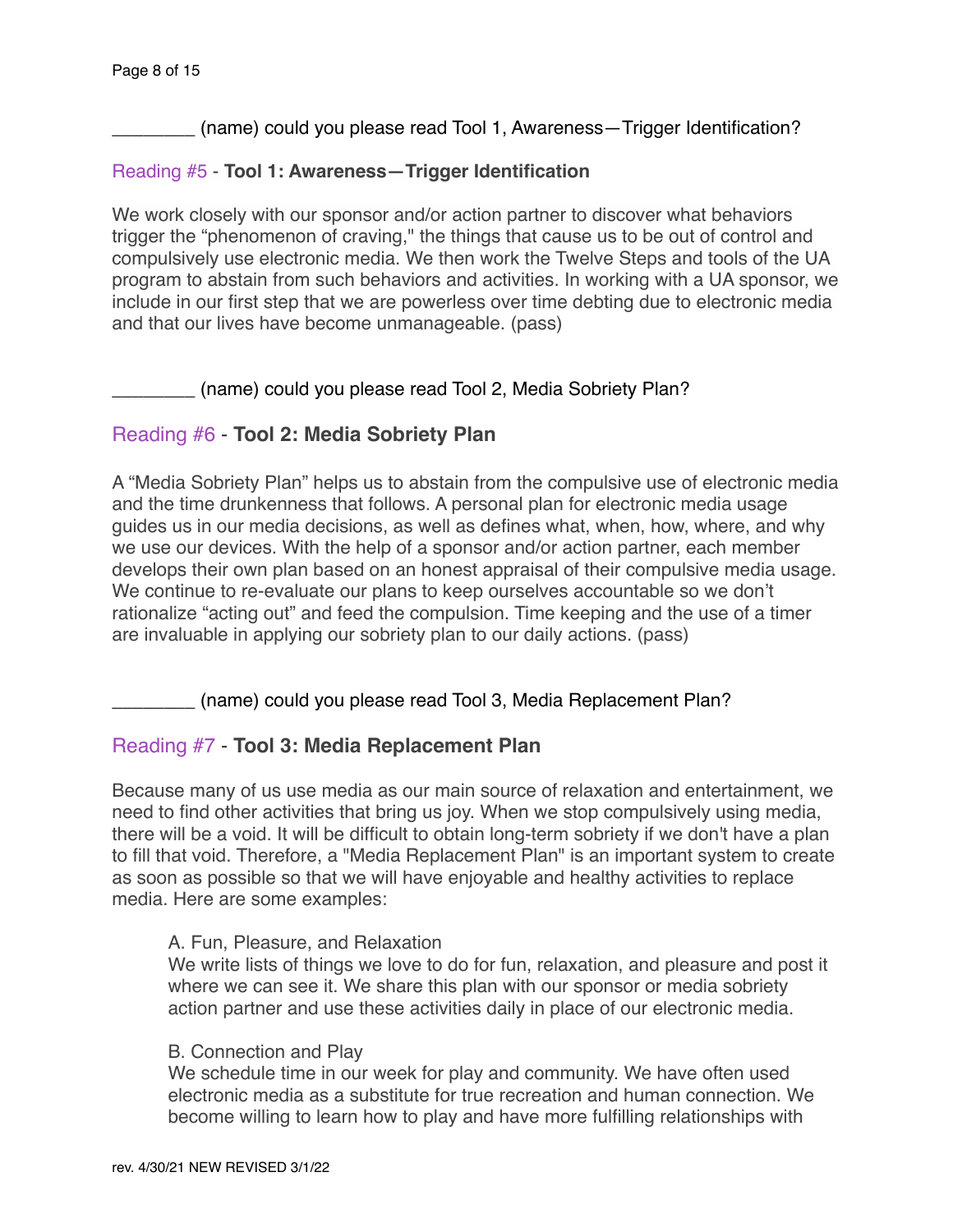________ (name) could you please read Tool 1, Awareness—Trigger Identification?

### Reading #5 - **Tool 1: Awareness—Trigger Identification**

We work closely with our sponsor and/or action partner to discover what behaviors trigger the "phenomenon of craving," the things that cause us to be out of control and compulsively use electronic media. We then work the Twelve Steps and tools of the UA program to abstain from such behaviors and activities. In working with a UA sponsor, we include in our first step that we are powerless over time debting due to electronic media and that our lives have become unmanageable. (pass)

________ (name) could you please read Tool 2, Media Sobriety Plan?

### Reading #6 - **Tool 2: Media Sobriety Plan**

A "Media Sobriety Plan" helps us to abstain from the compulsive use of electronic media and the time drunkenness that follows. A personal plan for electronic media usage guides us in our media decisions, as well as defines what, when, how, where, and why we use our devices. With the help of a sponsor and/or action partner, each member develops their own plan based on an honest appraisal of their compulsive media usage. We continue to re-evaluate our plans to keep ourselves accountable so we don't rationalize "acting out" and feed the compulsion. Time keeping and the use of a timer are invaluable in applying our sobriety plan to our daily actions. (pass)

________ (name) could you please read Tool 3, Media Replacement Plan?

### Reading #7 - **Tool 3: Media Replacement Plan**

Because many of us use media as our main source of relaxation and entertainment, we need to find other activities that bring us joy. When we stop compulsively using media, there will be a void. It will be difficult to obtain long-term sobriety if we don't have a plan to fill that void. Therefore, a "Media Replacement Plan" is an important system to create as soon as possible so that we will have enjoyable and healthy activities to replace media. Here are some examples:

> A. Fun, Pleasure, and Relaxation
> We write lists of things we love to do for fun, relaxation, and pleasure and post it where we can see it. We share this plan with our sponsor or media sobriety action partner and use these activities daily in place of our electronic media.
>
> B. Connection and Play
> We schedule time in our week for play and community. We have often used electronic media as a substitute for true recreation and human connection. We become willing to learn how to play and have more fulfilling relationships with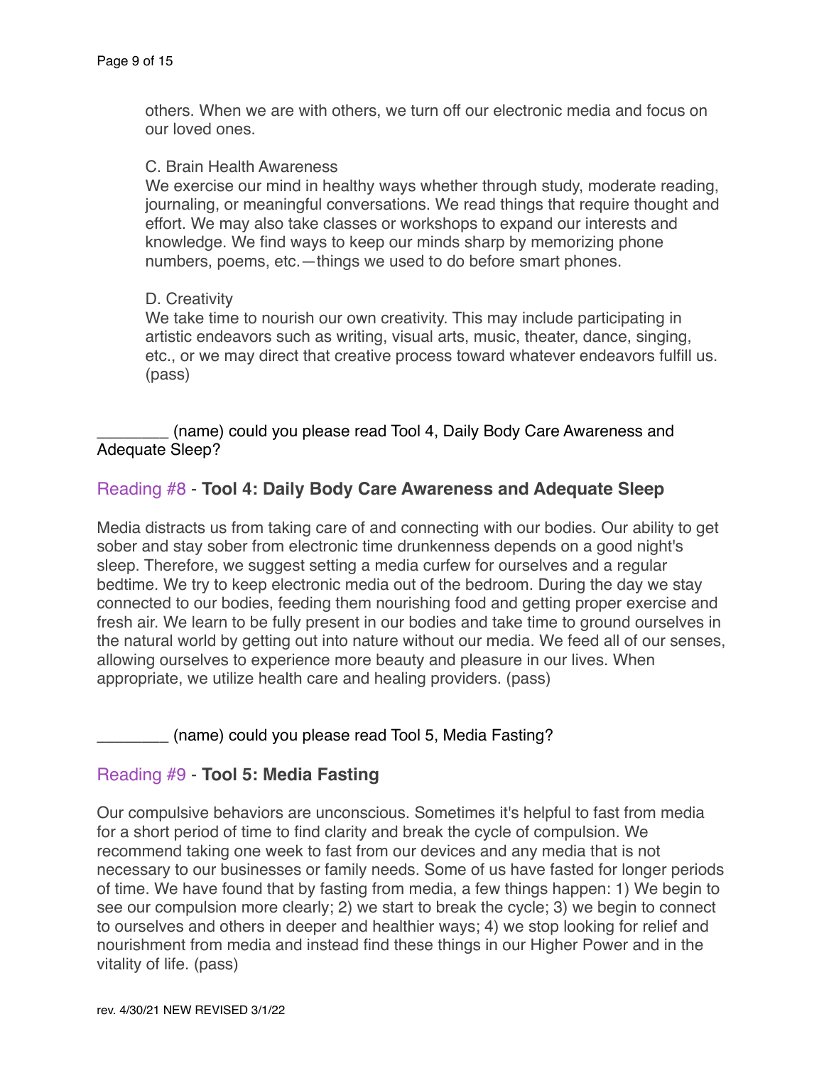others. When we are with others, we turn off our electronic media and focus on our loved ones.

C. Brain Health Awareness
We exercise our mind in healthy ways whether through study, moderate reading, journaling, or meaningful conversations. We read things that require thought and effort. We may also take classes or workshops to expand our interests and knowledge. We find ways to keep our minds sharp by memorizing phone numbers, poems, etc.—things we used to do before smart phones.

D. Creativity
We take time to nourish our own creativity. This may include participating in artistic endeavors such as writing, visual arts, music, theater, dance, singing, etc., or we may direct that creative process toward whatever endeavors fulfill us. (pass)

________ (name) could you please read Tool 4, Daily Body Care Awareness and Adequate Sleep?

### Reading #8 - **Tool 4: Daily Body Care Awareness and Adequate Sleep**

Media distracts us from taking care of and connecting with our bodies. Our ability to get sober and stay sober from electronic time drunkenness depends on a good night's sleep. Therefore, we suggest setting a media curfew for ourselves and a regular bedtime. We try to keep electronic media out of the bedroom. During the day we stay connected to our bodies, feeding them nourishing food and getting proper exercise and fresh air. We learn to be fully present in our bodies and take time to ground ourselves in the natural world by getting out into nature without our media. We feed all of our senses, allowing ourselves to experience more beauty and pleasure in our lives. When appropriate, we utilize health care and healing providers. (pass)

________ (name) could you please read Tool 5, Media Fasting?

### Reading #9 - **Tool 5: Media Fasting**

Our compulsive behaviors are unconscious. Sometimes it's helpful to fast from media for a short period of time to find clarity and break the cycle of compulsion. We recommend taking one week to fast from our devices and any media that is not necessary to our businesses or family needs. Some of us have fasted for longer periods of time. We have found that by fasting from media, a few things happen: 1) We begin to see our compulsion more clearly; 2) we start to break the cycle; 3) we begin to connect to ourselves and others in deeper and healthier ways; 4) we stop looking for relief and nourishment from media and instead find these things in our Higher Power and in the vitality of life. (pass)

rev. 4/30/21 NEW REVISED 3/1/22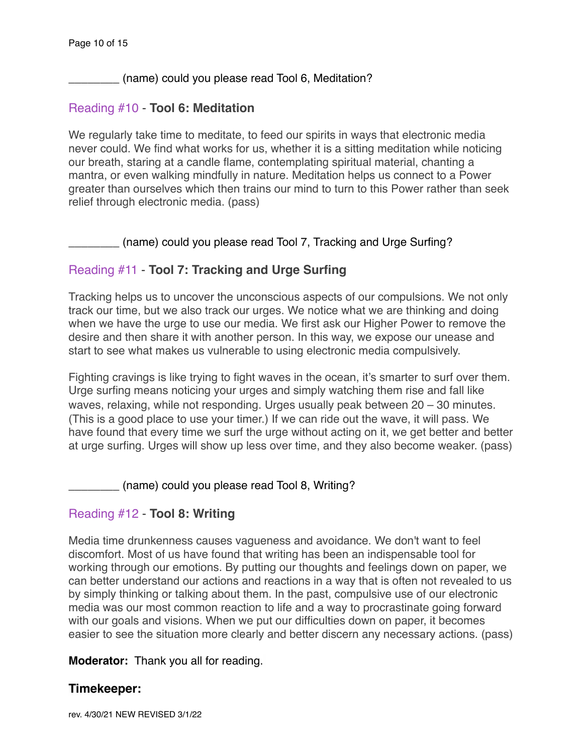________ (name) could you please read Tool 6, Meditation?

### Reading #10 - **Tool 6: Meditation**

We regularly take time to meditate, to feed our spirits in ways that electronic media never could. We find what works for us, whether it is a sitting meditation while noticing our breath, staring at a candle flame, contemplating spiritual material, chanting a mantra, or even walking mindfully in nature. Meditation helps us connect to a Power greater than ourselves which then trains our mind to turn to this Power rather than seek relief through electronic media. (pass)

________ (name) could you please read Tool 7, Tracking and Urge Surfing?

### Reading #11 - **Tool 7: Tracking and Urge Surfing**

Tracking helps us to uncover the unconscious aspects of our compulsions. We not only track our time, but we also track our urges. We notice what we are thinking and doing when we have the urge to use our media. We first ask our Higher Power to remove the desire and then share it with another person. In this way, we expose our unease and start to see what makes us vulnerable to using electronic media compulsively.

Fighting cravings is like trying to fight waves in the ocean, it's smarter to surf over them. Urge surfing means noticing your urges and simply watching them rise and fall like waves, relaxing, while not responding. Urges usually peak between 20 – 30 minutes. (This is a good place to use your timer.) If we can ride out the wave, it will pass. We have found that every time we surf the urge without acting on it, we get better and better at urge surfing. Urges will show up less over time, and they also become weaker. (pass)

________ (name) could you please read Tool 8, Writing?

### Reading #12 - **Tool 8: Writing**

Media time drunkenness causes vagueness and avoidance. We don't want to feel discomfort. Most of us have found that writing has been an indispensable tool for working through our emotions. By putting our thoughts and feelings down on paper, we can better understand our actions and reactions in a way that is often not revealed to us by simply thinking or talking about them. In the past, compulsive use of our electronic media was our most common reaction to life and a way to procrastinate going forward with our goals and visions. When we put our difficulties down on paper, it becomes easier to see the situation more clearly and better discern any necessary actions. (pass)

**Moderator:** Thank you all for reading.

**Timekeeper:**

rev. 4/30/21 NEW REVISED 3/1/22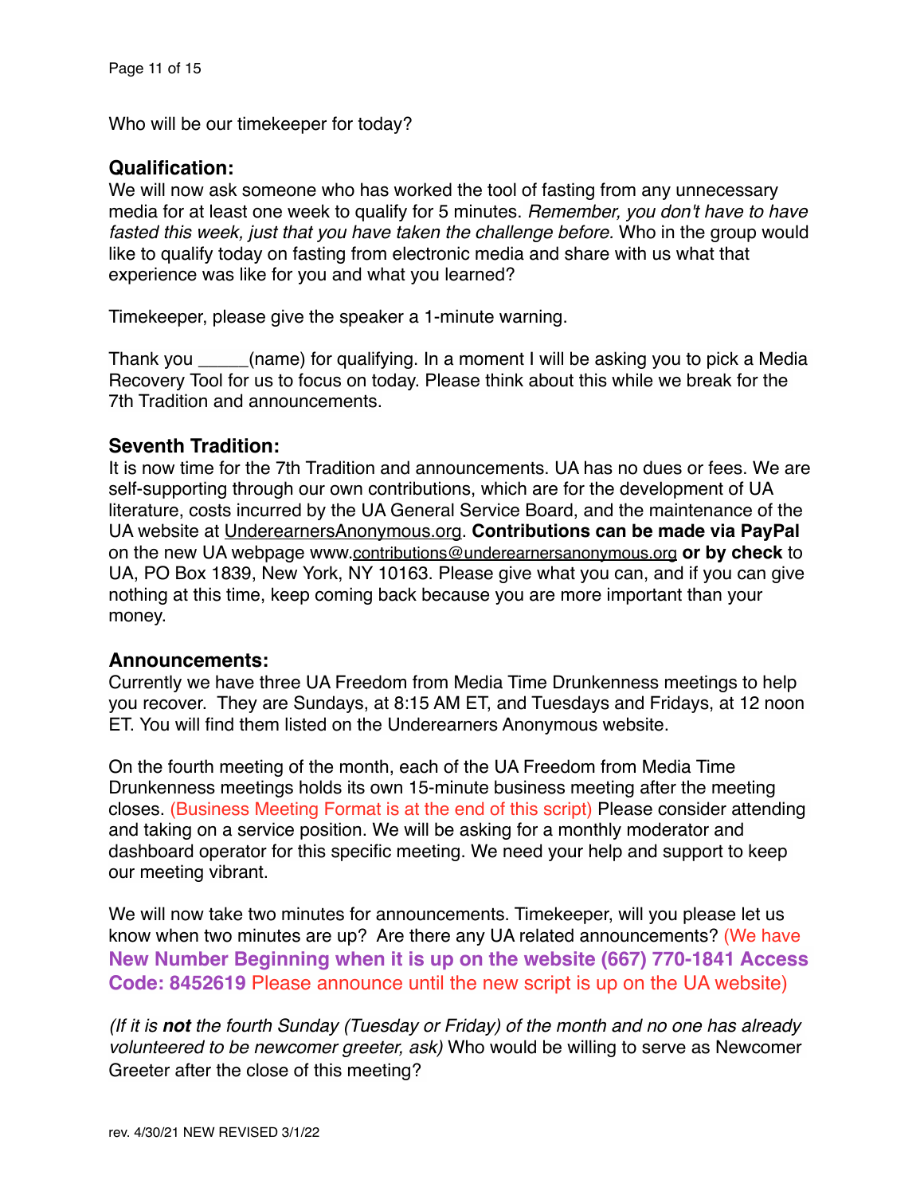Who will be our timekeeper for today?

### Qualification:

We will now ask someone who has worked the tool of fasting from any unnecessary media for at least one week to qualify for 5 minutes. *Remember, you don't have to have fasted this week, just that you have taken the challenge before.* Who in the group would like to qualify today on fasting from electronic media and share with us what that experience was like for you and what you learned?

Timekeeper, please give the speaker a 1-minute warning.

Thank you _____(name) for qualifying. In a moment I will be asking you to pick a Media Recovery Tool for us to focus on today. Please think about this while we break for the 7th Tradition and announcements.

### Seventh Tradition:

It is now time for the 7th Tradition and announcements. UA has no dues or fees. We are self-supporting through our own contributions, which are for the development of UA literature, costs incurred by the UA General Service Board, and the maintenance of the UA website at UnderearnersAnonymous.org. **Contributions can be made via PayPal** on the new UA webpage www.contributions@underearnersanonymous.org **or by check** to UA, PO Box 1839, New York, NY 10163. Please give what you can, and if you can give nothing at this time, keep coming back because you are more important than your money.

### Announcements:

Currently we have three UA Freedom from Media Time Drunkenness meetings to help you recover. They are Sundays, at 8:15 AM ET, and Tuesdays and Fridays, at 12 noon ET. You will find them listed on the Underearners Anonymous website.

On the fourth meeting of the month, each of the UA Freedom from Media Time Drunkenness meetings holds its own 15-minute business meeting after the meeting closes. (Business Meeting Format is at the end of this script) Please consider attending and taking on a service position. We will be asking for a monthly moderator and dashboard operator for this specific meeting. We need your help and support to keep our meeting vibrant.

We will now take two minutes for announcements. Timekeeper, will you please let us know when two minutes are up? Are there any UA related announcements? (We have **New Number Beginning when it is up on the website (667) 770-1841 Access Code: 8452619** Please announce until the new script is up on the UA website)

*(If it is **not** the fourth Sunday (Tuesday or Friday) of the month and no one has already volunteered to be newcomer greeter, ask)* Who would be willing to serve as Newcomer Greeter after the close of this meeting?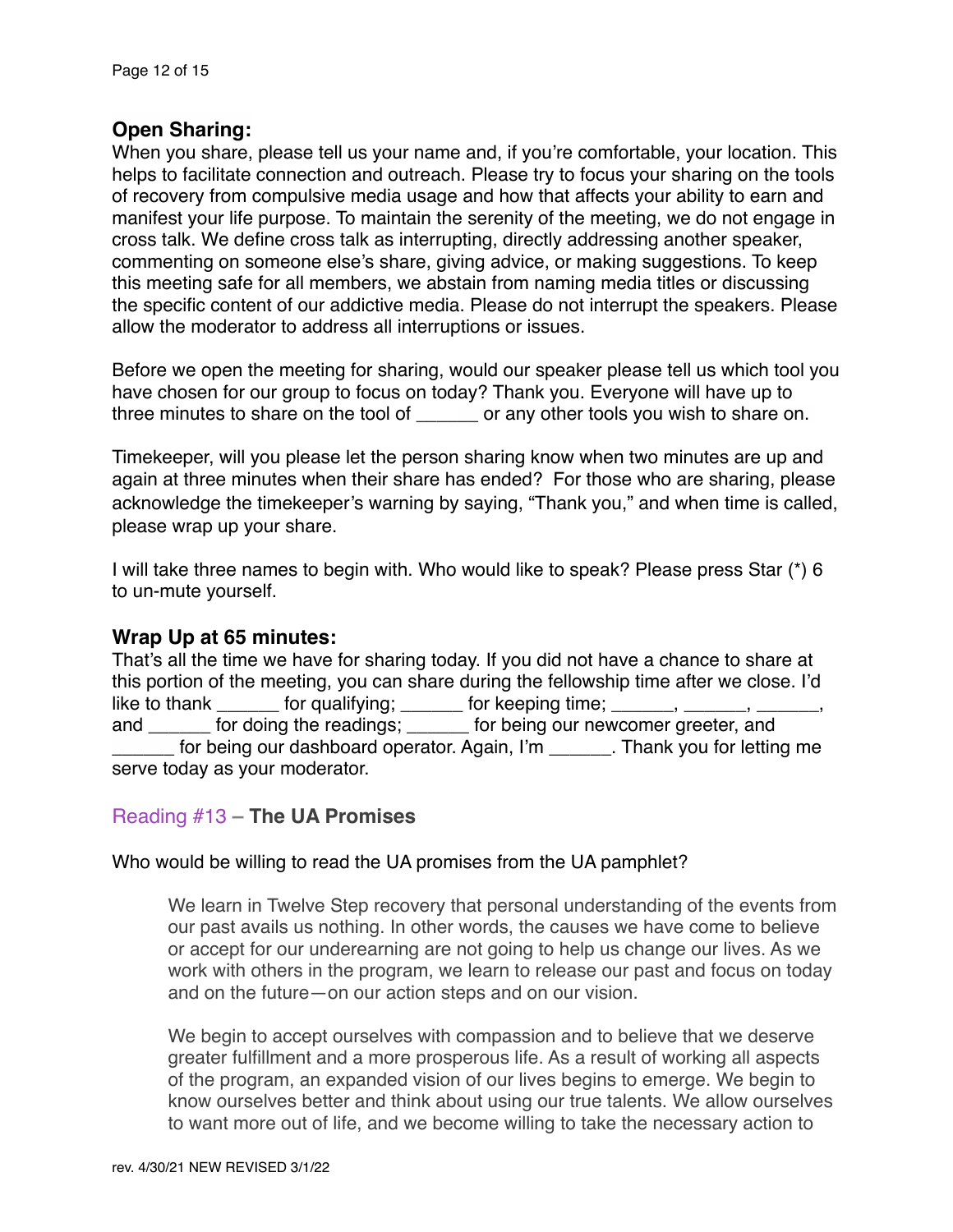## Open Sharing:

When you share, please tell us your name and, if you're comfortable, your location. This helps to facilitate connection and outreach. Please try to focus your sharing on the tools of recovery from compulsive media usage and how that affects your ability to earn and manifest your life purpose. To maintain the serenity of the meeting, we do not engage in cross talk. We define cross talk as interrupting, directly addressing another speaker, commenting on someone else's share, giving advice, or making suggestions. To keep this meeting safe for all members, we abstain from naming media titles or discussing the specific content of our addictive media. Please do not interrupt the speakers. Please allow the moderator to address all interruptions or issues.

Before we open the meeting for sharing, would our speaker please tell us which tool you have chosen for our group to focus on today? Thank you. Everyone will have up to three minutes to share on the tool of ______ or any other tools you wish to share on.

Timekeeper, will you please let the person sharing know when two minutes are up and again at three minutes when their share has ended? For those who are sharing, please acknowledge the timekeeper's warning by saying, "Thank you," and when time is called, please wrap up your share.

I will take three names to begin with. Who would like to speak? Please press Star (*) 6 to un-mute yourself.

## Wrap Up at 65 minutes:

That's all the time we have for sharing today. If you did not have a chance to share at this portion of the meeting, you can share during the fellowship time after we close. I'd like to thank ______ for qualifying; ______ for keeping time; ______, ______, ______, and ______ for doing the readings; ______ for being our newcomer greeter, and ______ for being our dashboard operator. Again, I'm ______. Thank you for letting me serve today as your moderator.

### Reading #13 – **The UA Promises**

Who would be willing to read the UA promises from the UA pamphlet?

> We learn in Twelve Step recovery that personal understanding of the events from our past avails us nothing. In other words, the causes we have come to believe or accept for our underearning are not going to help us change our lives. As we work with others in the program, we learn to release our past and focus on today and on the future—on our action steps and on our vision.
>
> We begin to accept ourselves with compassion and to believe that we deserve greater fulfillment and a more prosperous life. As a result of working all aspects of the program, an expanded vision of our lives begins to emerge. We begin to know ourselves better and think about using our true talents. We allow ourselves to want more out of life, and we become willing to take the necessary action to

rev. 4/30/21 NEW REVISED 3/1/22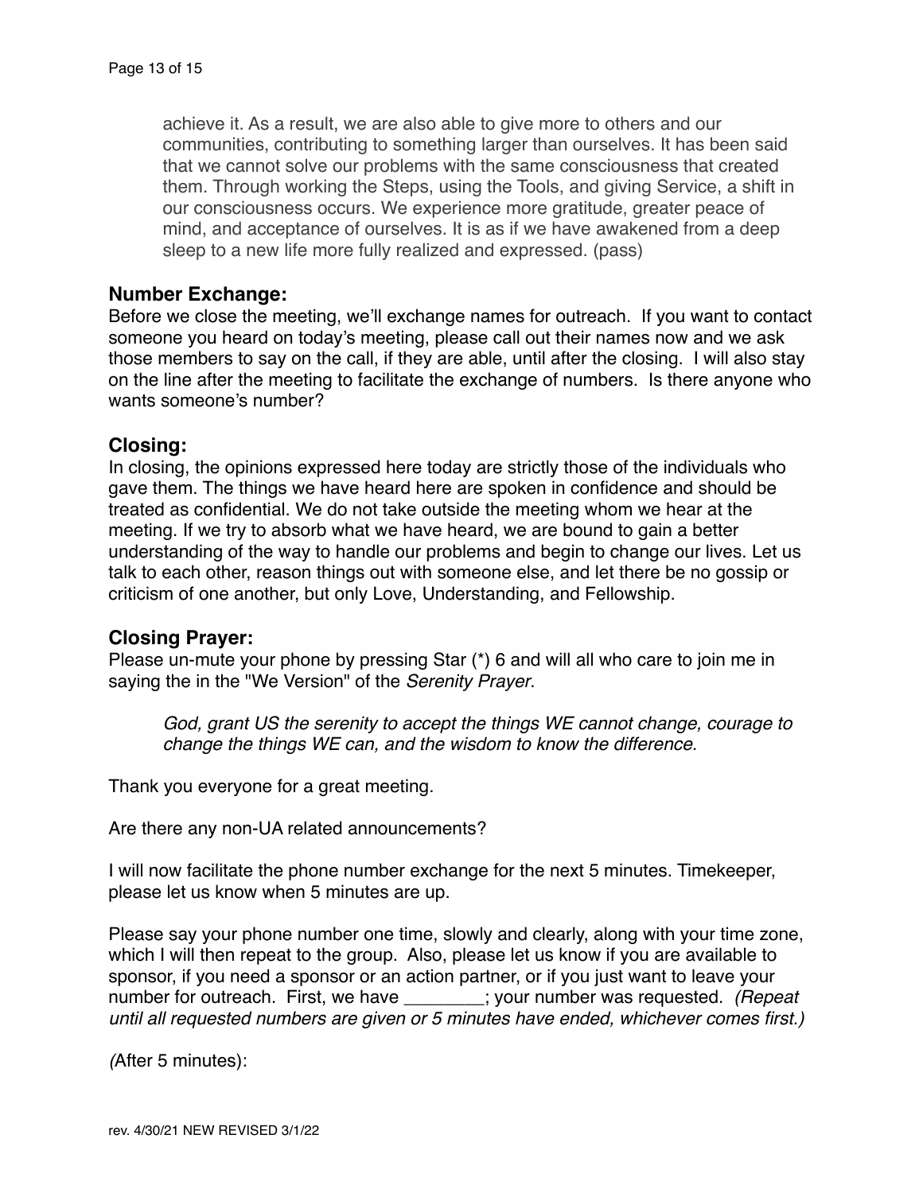> achieve it. As a result, we are also able to give more to others and our communities, contributing to something larger than ourselves. It has been said that we cannot solve our problems with the same consciousness that created them. Through working the Steps, using the Tools, and giving Service, a shift in our consciousness occurs. We experience more gratitude, greater peace of mind, and acceptance of ourselves. It is as if we have awakened from a deep sleep to a new life more fully realized and expressed. (pass)

### Number Exchange:

Before we close the meeting, we'll exchange names for outreach. If you want to contact someone you heard on today's meeting, please call out their names now and we ask those members to say on the call, if they are able, until after the closing. I will also stay on the line after the meeting to facilitate the exchange of numbers. Is there anyone who wants someone's number?

### Closing:

In closing, the opinions expressed here today are strictly those of the individuals who gave them. The things we have heard here are spoken in confidence and should be treated as confidential. We do not take outside the meeting whom we hear at the meeting. If we try to absorb what we have heard, we are bound to gain a better understanding of the way to handle our problems and begin to change our lives. Let us talk to each other, reason things out with someone else, and let there be no gossip or criticism of one another, but only Love, Understanding, and Fellowship.

### Closing Prayer:

Please un-mute your phone by pressing Star (*) 6 and will all who care to join me in saying the in the "We Version" of the *Serenity Prayer*.

> *God, grant US the serenity to accept the things WE cannot change, courage to change the things WE can, and the wisdom to know the difference.*

Thank you everyone for a great meeting.

Are there any non-UA related announcements?

I will now facilitate the phone number exchange for the next 5 minutes. Timekeeper, please let us know when 5 minutes are up.

Please say your phone number one time, slowly and clearly, along with your time zone, which I will then repeat to the group. Also, please let us know if you are available to sponsor, if you need a sponsor or an action partner, or if you just want to leave your number for outreach. First, we have ________; your number was requested. *(Repeat until all requested numbers are given or 5 minutes have ended, whichever comes first.)*

*(*After 5 minutes):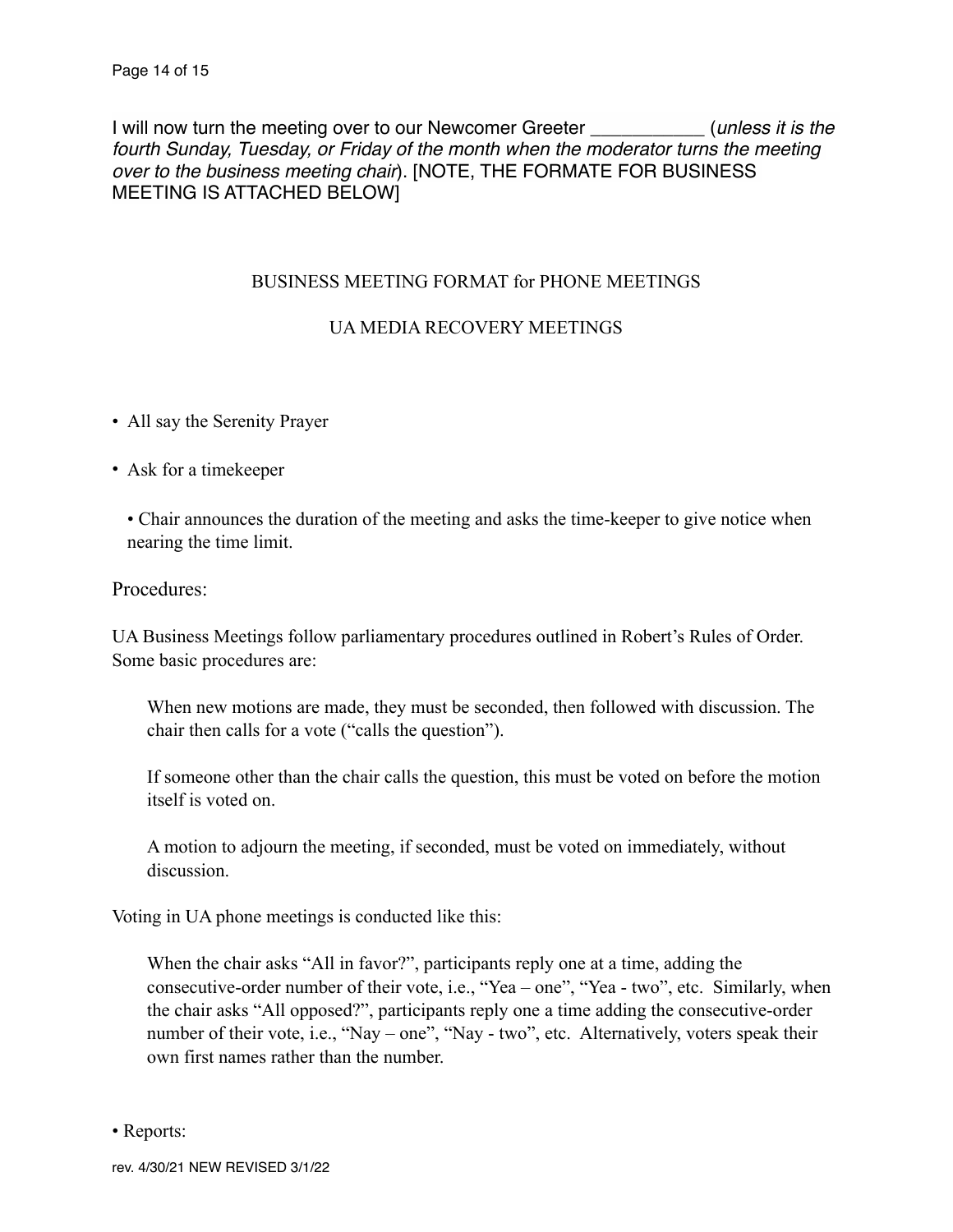I will now turn the meeting over to our Newcomer Greeter ___________ (*unless it is the fourth Sunday, Tuesday, or Friday of the month when the moderator turns the meeting over to the business meeting chair*). [NOTE, THE FORMATE FOR BUSINESS MEETING IS ATTACHED BELOW]

## BUSINESS MEETING FORMAT for PHONE MEETINGS

## UA MEDIA RECOVERY MEETINGS

- All say the Serenity Prayer
- Ask for a timekeeper
  - Chair announces the duration of the meeting and asks the time-keeper to give notice when nearing the time limit.

Procedures:

UA Business Meetings follow parliamentary procedures outlined in Robert's Rules of Order. Some basic procedures are:

> When new motions are made, they must be seconded, then followed with discussion. The chair then calls for a vote ("calls the question").
>
> If someone other than the chair calls the question, this must be voted on before the motion itself is voted on.
>
> A motion to adjourn the meeting, if seconded, must be voted on immediately, without discussion.

Voting in UA phone meetings is conducted like this:

> When the chair asks "All in favor?", participants reply one at a time, adding the consecutive-order number of their vote, i.e., "Yea – one", "Yea - two", etc. Similarly, when the chair asks "All opposed?", participants reply one a time adding the consecutive-order number of their vote, i.e., "Nay – one", "Nay - two", etc. Alternatively, voters speak their own first names rather than the number.

- Reports:

rev. 4/30/21 NEW REVISED 3/1/22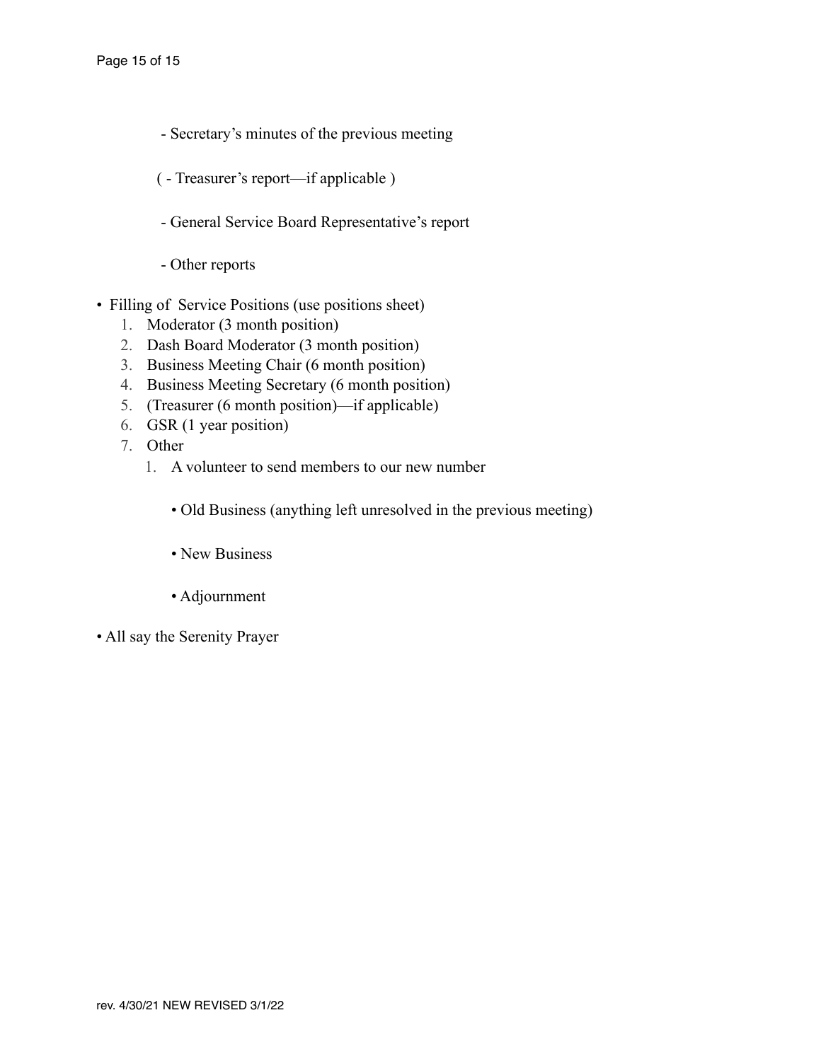- Secretary's minutes of the previous meeting

( - Treasurer's report—if applicable )

- General Service Board Representative's report

- Other reports

- Filling of Service Positions (use positions sheet)
    1. Moderator (3 month position)
    2. Dash Board Moderator (3 month position)
    3. Business Meeting Chair (6 month position)
    4. Business Meeting Secretary (6 month position)
    5. (Treasurer (6 month position)—if applicable)
    6. GSR (1 year position)
    7. Other
        1. A volunteer to send members to our new number

    - Old Business (anything left unresolved in the previous meeting)

    - New Business

    - Adjournment

- All say the Serenity Prayer

rev. 4/30/21 NEW REVISED 3/1/22